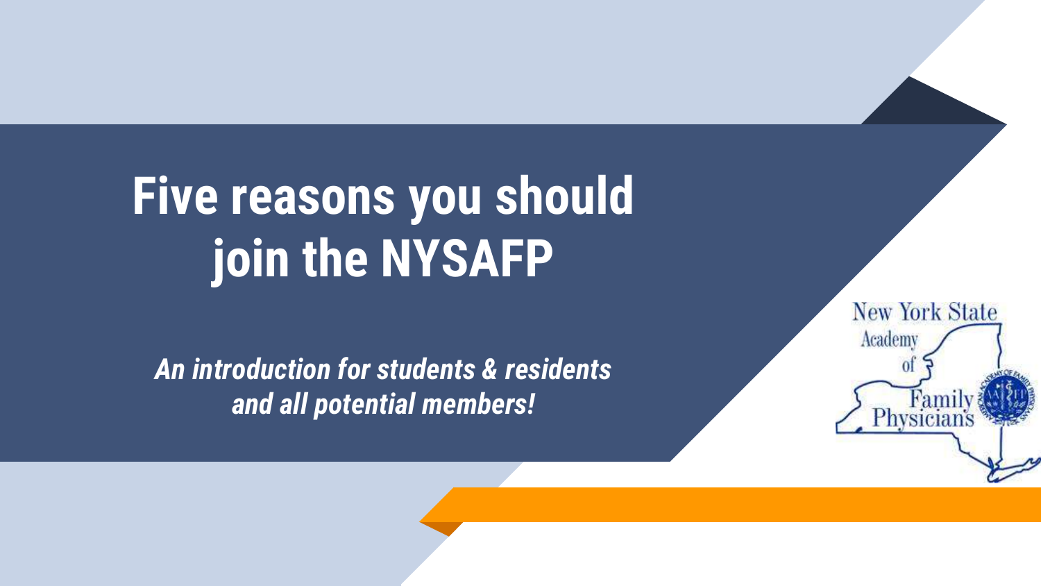# Five reasons you should join the NYSAFP

***An introduction for students & residents and all potential members!***

New York State Academy of Family Physicians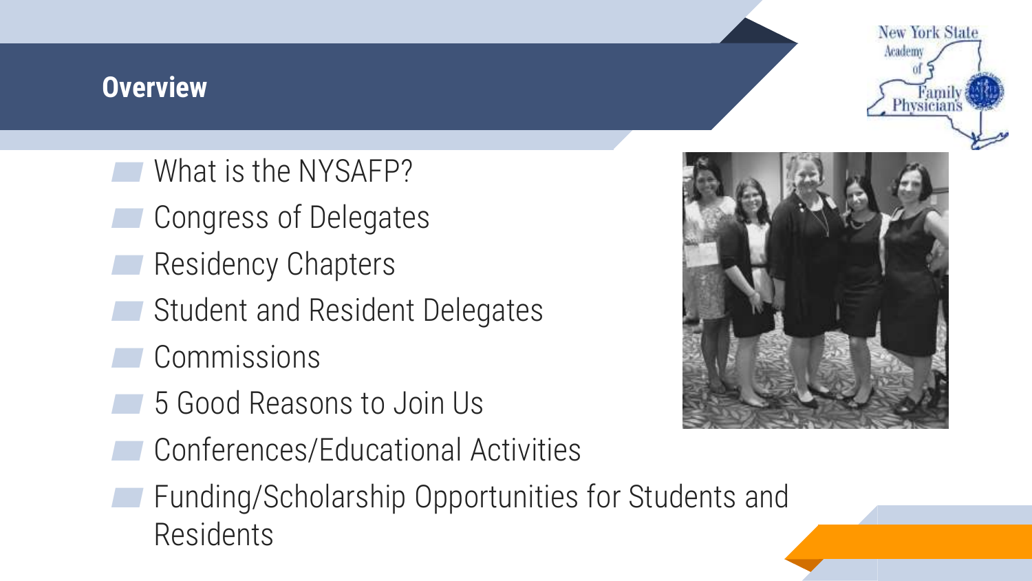## Overview

- What is the NYSAFP?
- Congress of Delegates
- Residency Chapters
- Student and Resident Delegates
- Commissions
- 5 Good Reasons to Join Us
- Conferences/Educational Activities
- Funding/Scholarship Opportunities for Students and Residents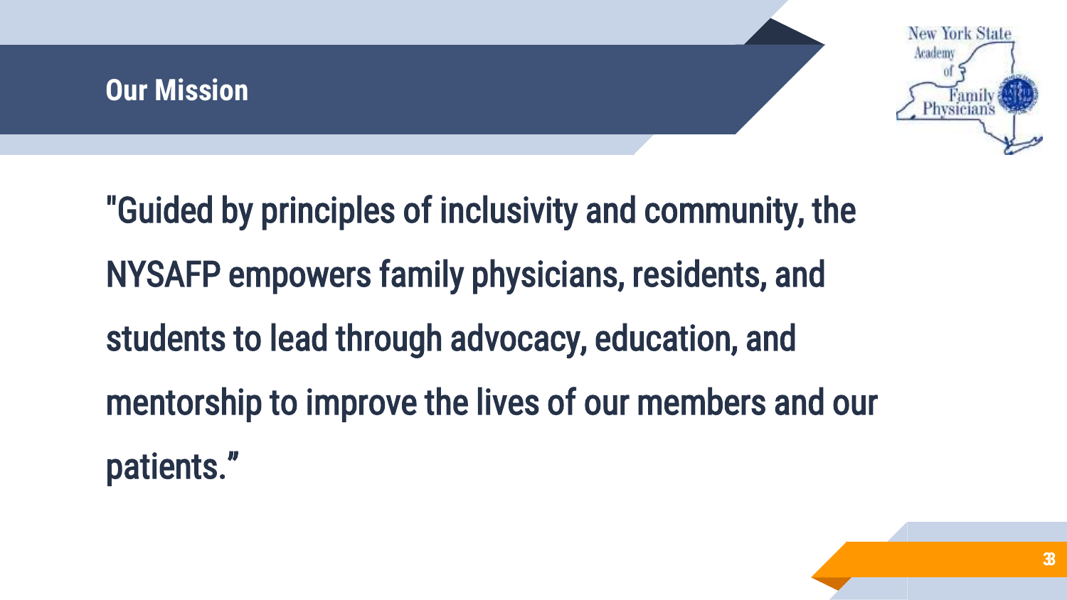## Our Mission

"Guided by principles of inclusivity and community, the NYSAFP empowers family physicians, residents, and students to lead through advocacy, education, and mentorship to improve the lives of our members and our patients."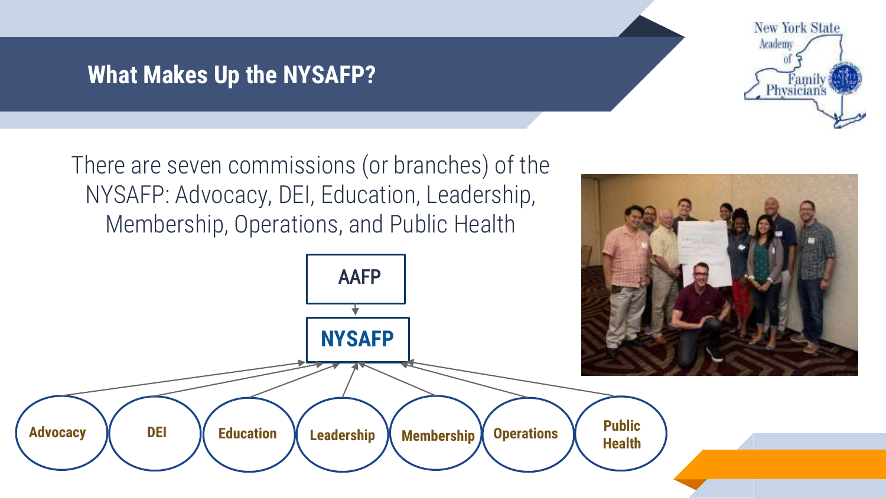# What Makes Up the NYSAFP?

There are seven commissions (or branches) of the NYSAFP: Advocacy, DEI, Education, Leadership, Membership, Operations, and Public Health

AAFP

NYSAFP

Advocacy | DEI | Education | Leadership | Membership | Operations | Public Health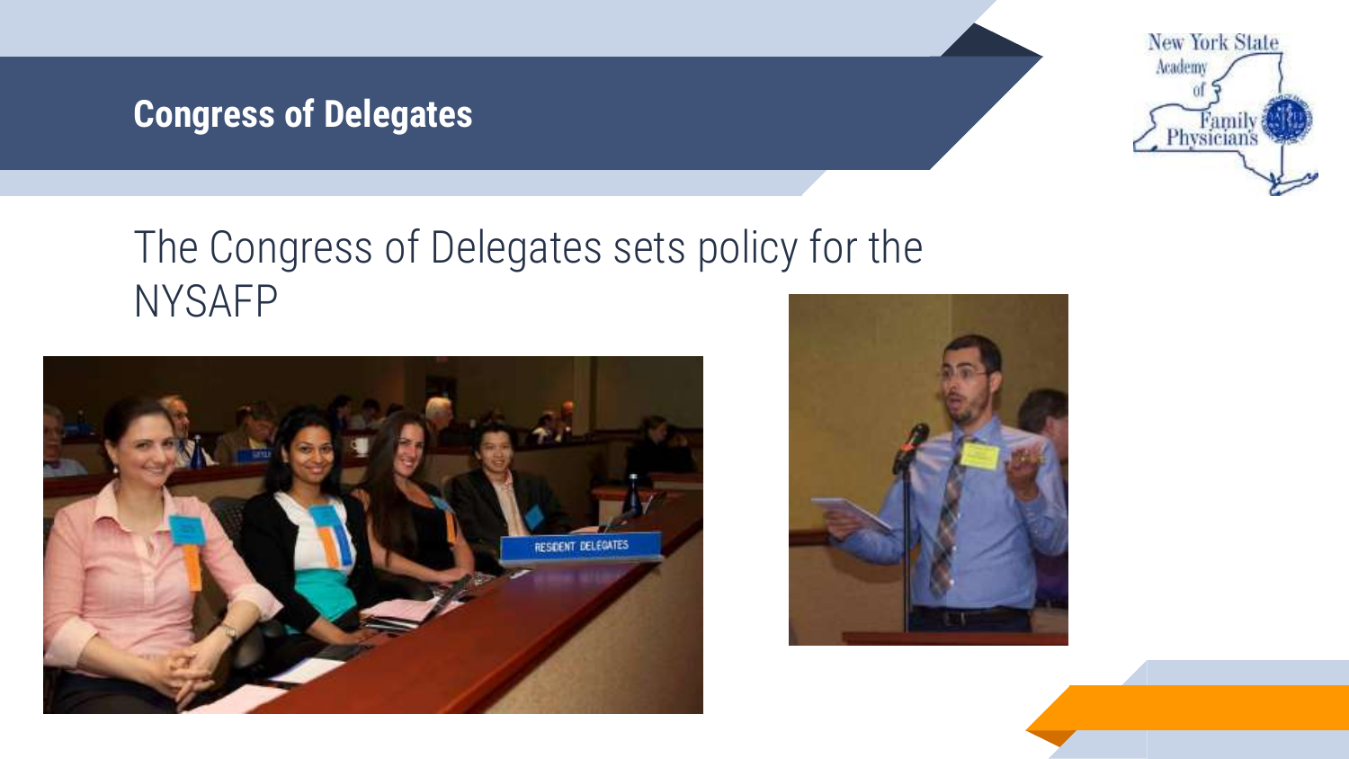## Congress of Delegates

The Congress of Delegates sets policy for the NYSAFP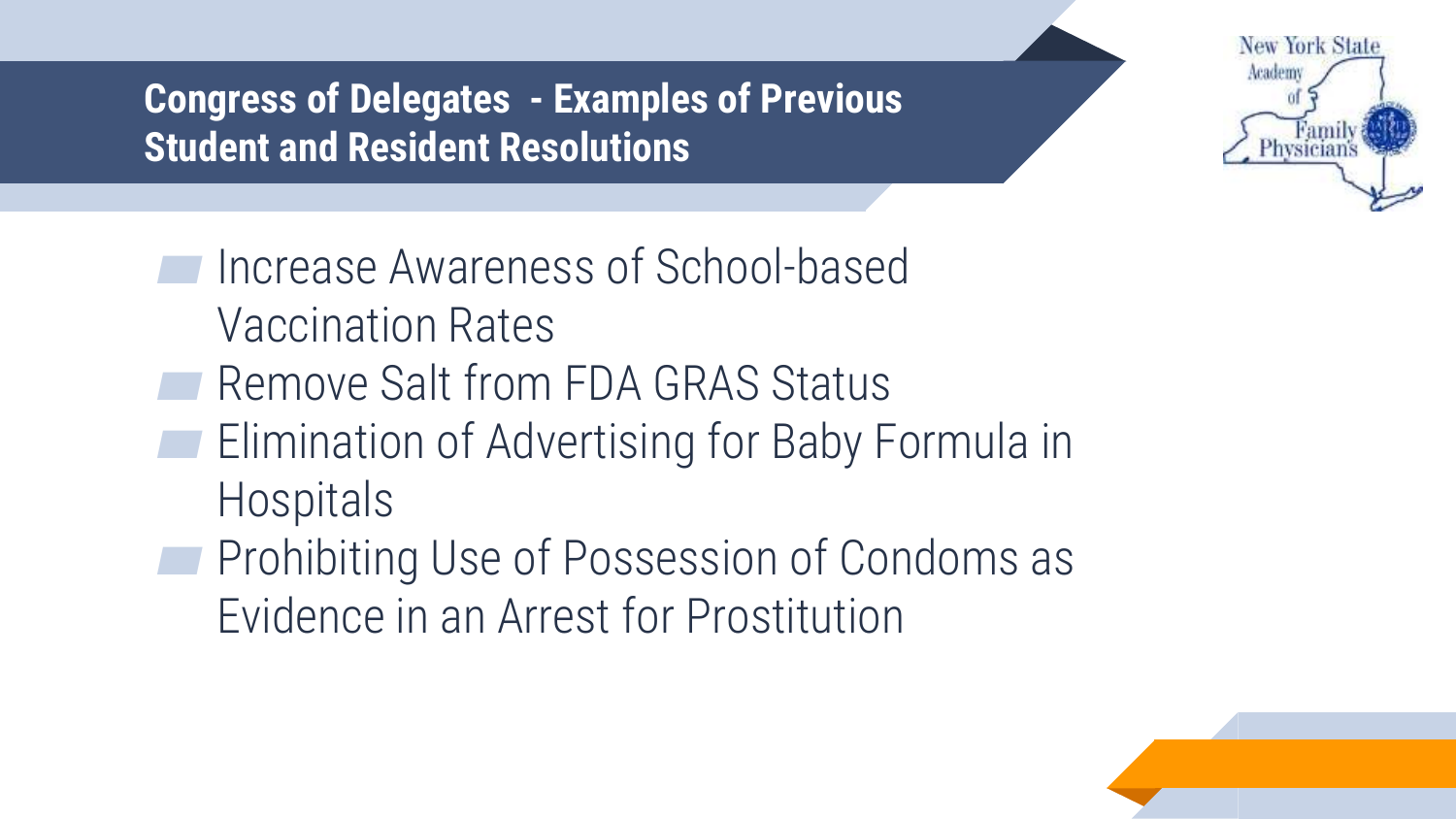## Congress of Delegates - Examples of Previous Student and Resident Resolutions

- Increase Awareness of School-based Vaccination Rates
- Remove Salt from FDA GRAS Status
- Elimination of Advertising for Baby Formula in Hospitals
- Prohibiting Use of Possession of Condoms as Evidence in an Arrest for Prostitution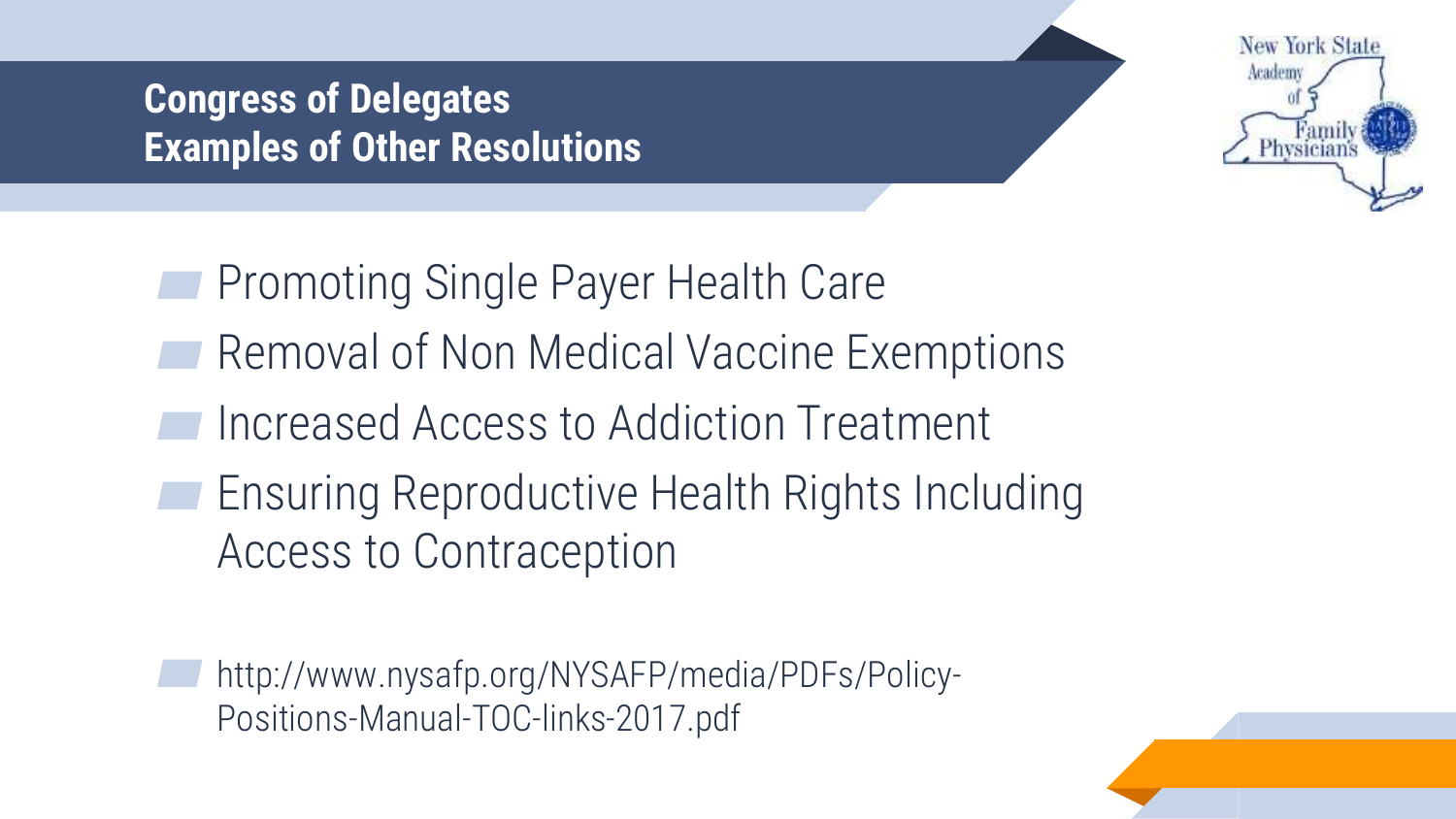## Congress of Delegates
## Examples of Other Resolutions

- Promoting Single Payer Health Care
- Removal of Non Medical Vaccine Exemptions
- Increased Access to Addiction Treatment
- Ensuring Reproductive Health Rights Including Access to Contraception

- http://www.nysafp.org/NYSAFP/media/PDFs/Policy-Positions-Manual-TOC-links-2017.pdf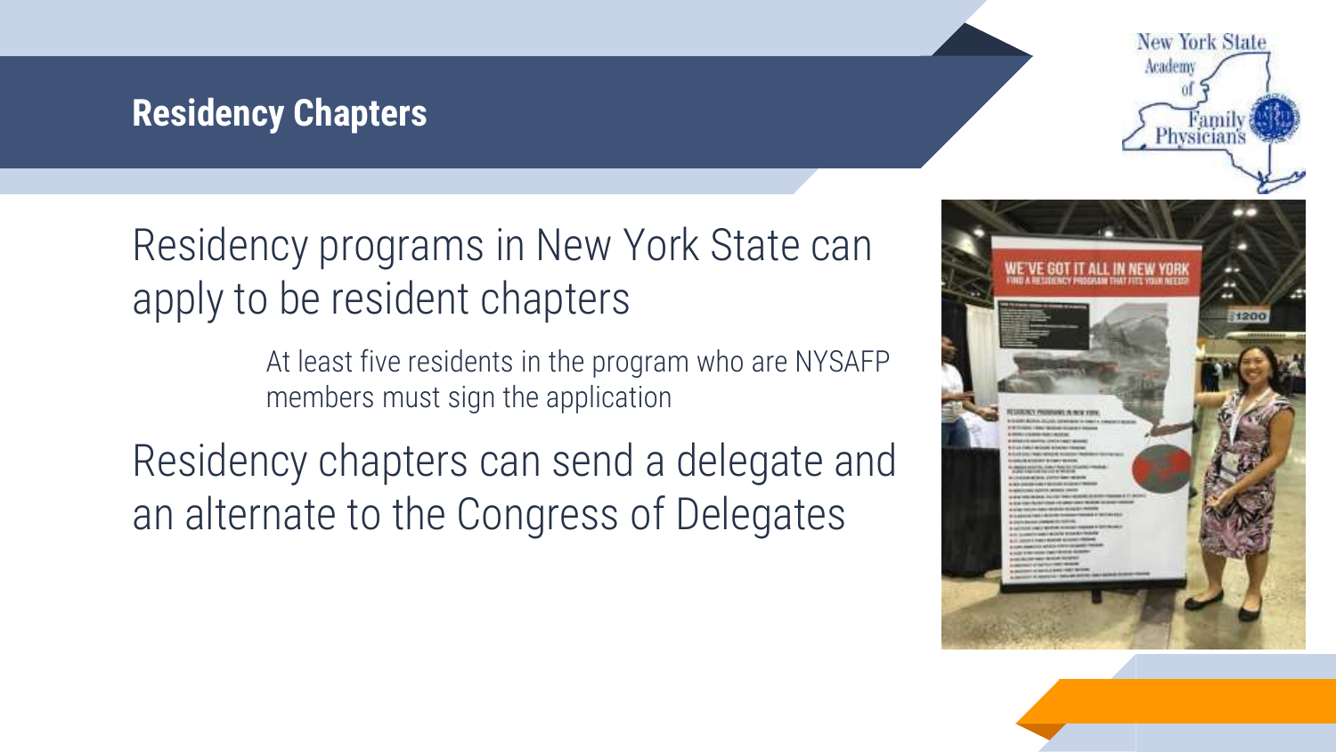## Residency Chapters

Residency programs in New York State can apply to be resident chapters

- At least five residents in the program who are NYSAFP members must sign the application

Residency chapters can send a delegate and an alternate to the Congress of Delegates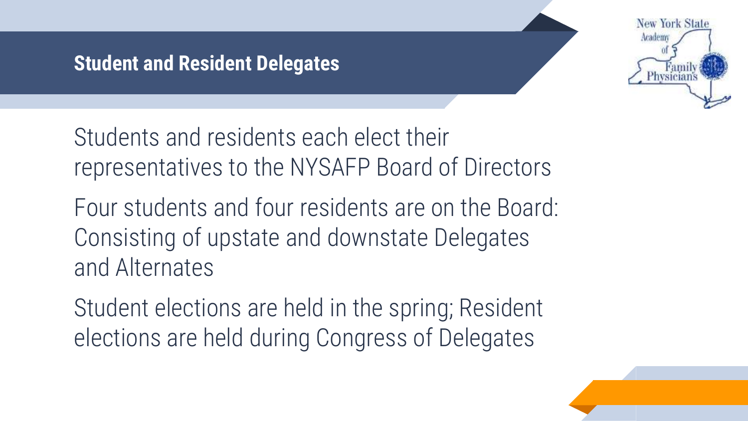## Student and Resident Delegates

Students and residents each elect their representatives to the NYSAFP Board of Directors

Four students and four residents are on the Board: Consisting of upstate and downstate Delegates and Alternates

Student elections are held in the spring; Resident elections are held during Congress of Delegates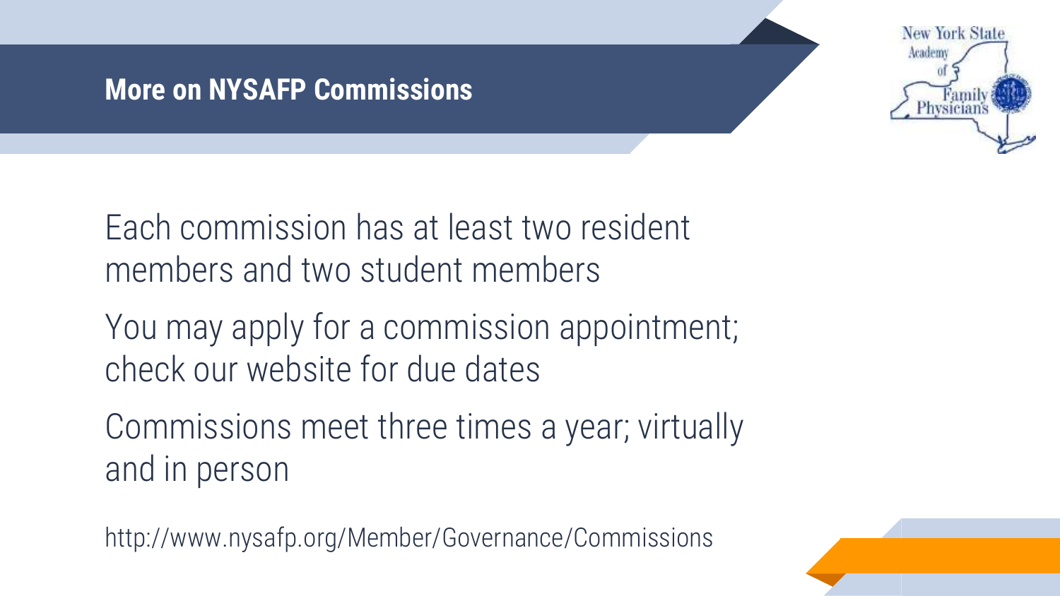# More on NYSAFP Commissions

Each commission has at least two resident members and two student members

You may apply for a commission appointment; check our website for due dates

Commissions meet three times a year; virtually and in person

http://www.nysafp.org/Member/Governance/Commissions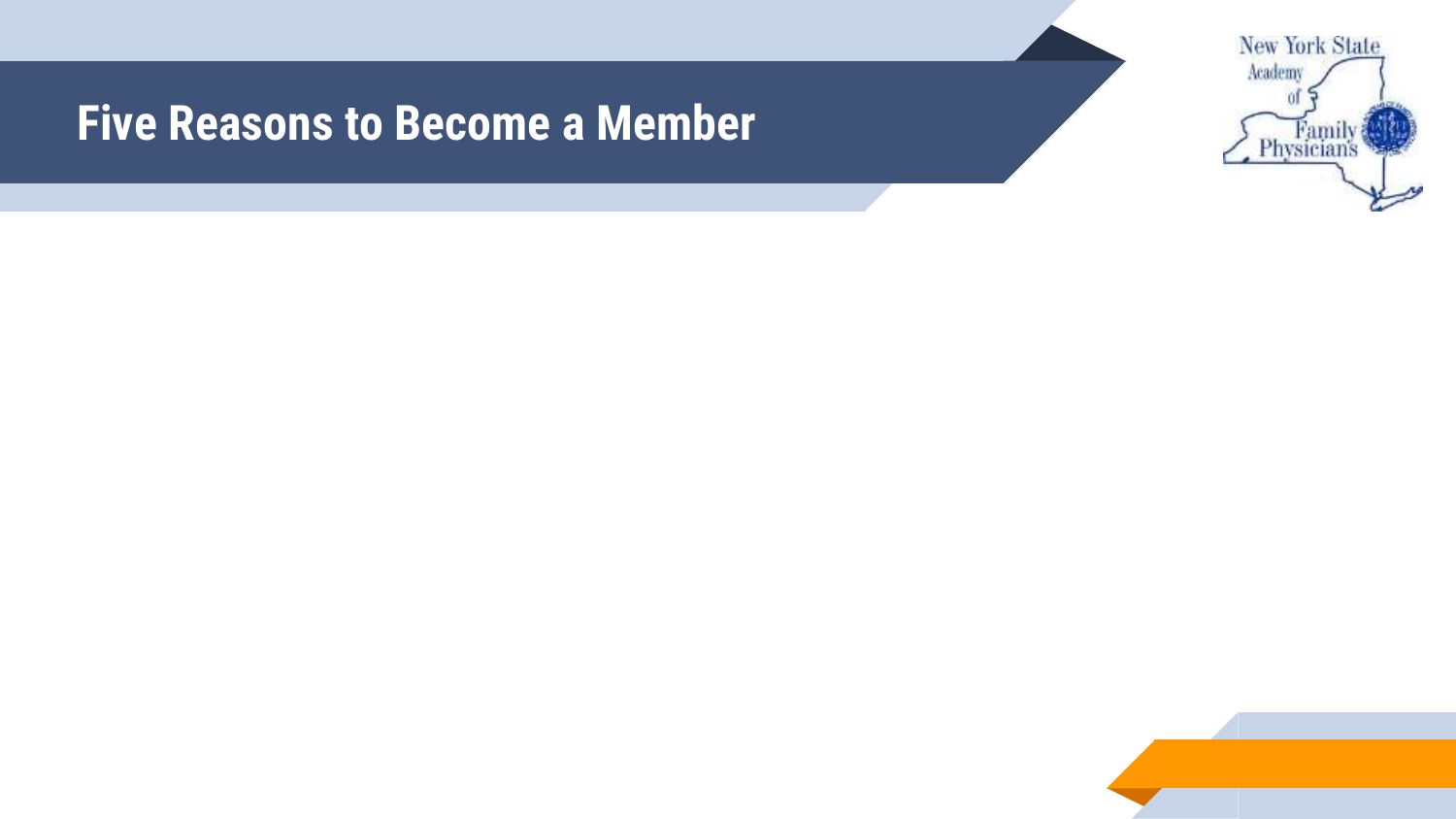# Five Reasons to Become a Member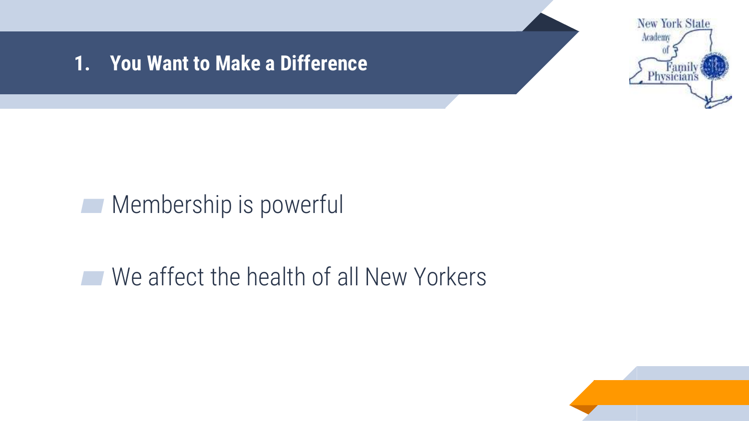## 1. You Want to Make a Difference

- Membership is powerful
- We affect the health of all New Yorkers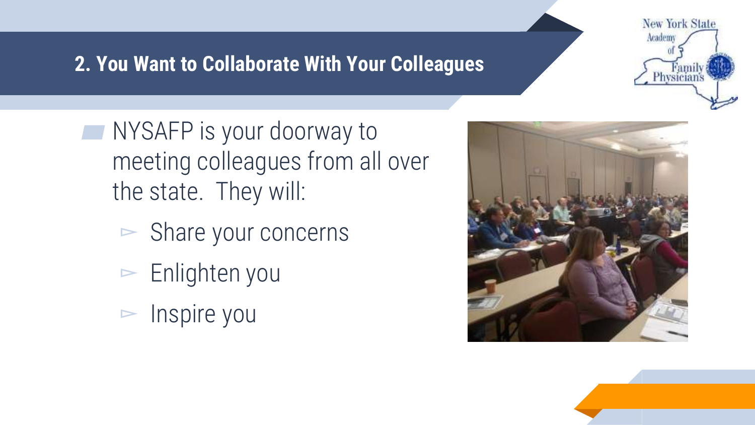## 2. You Want to Collaborate With Your Colleagues

- NYSAFP is your doorway to meeting colleagues from all over the state. They will:
  - Share your concerns
  - Enlighten you
  - Inspire you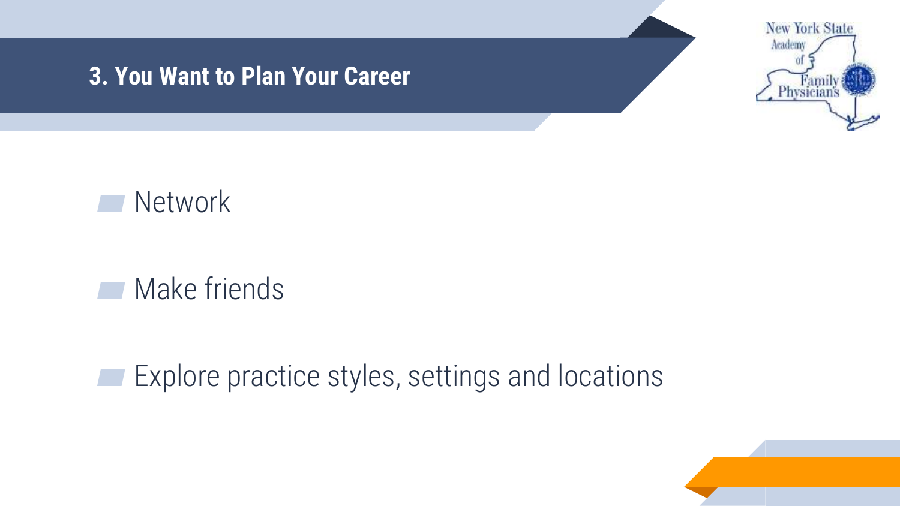## 3. You Want to Plan Your Career

- Network
- Make friends
- Explore practice styles, settings and locations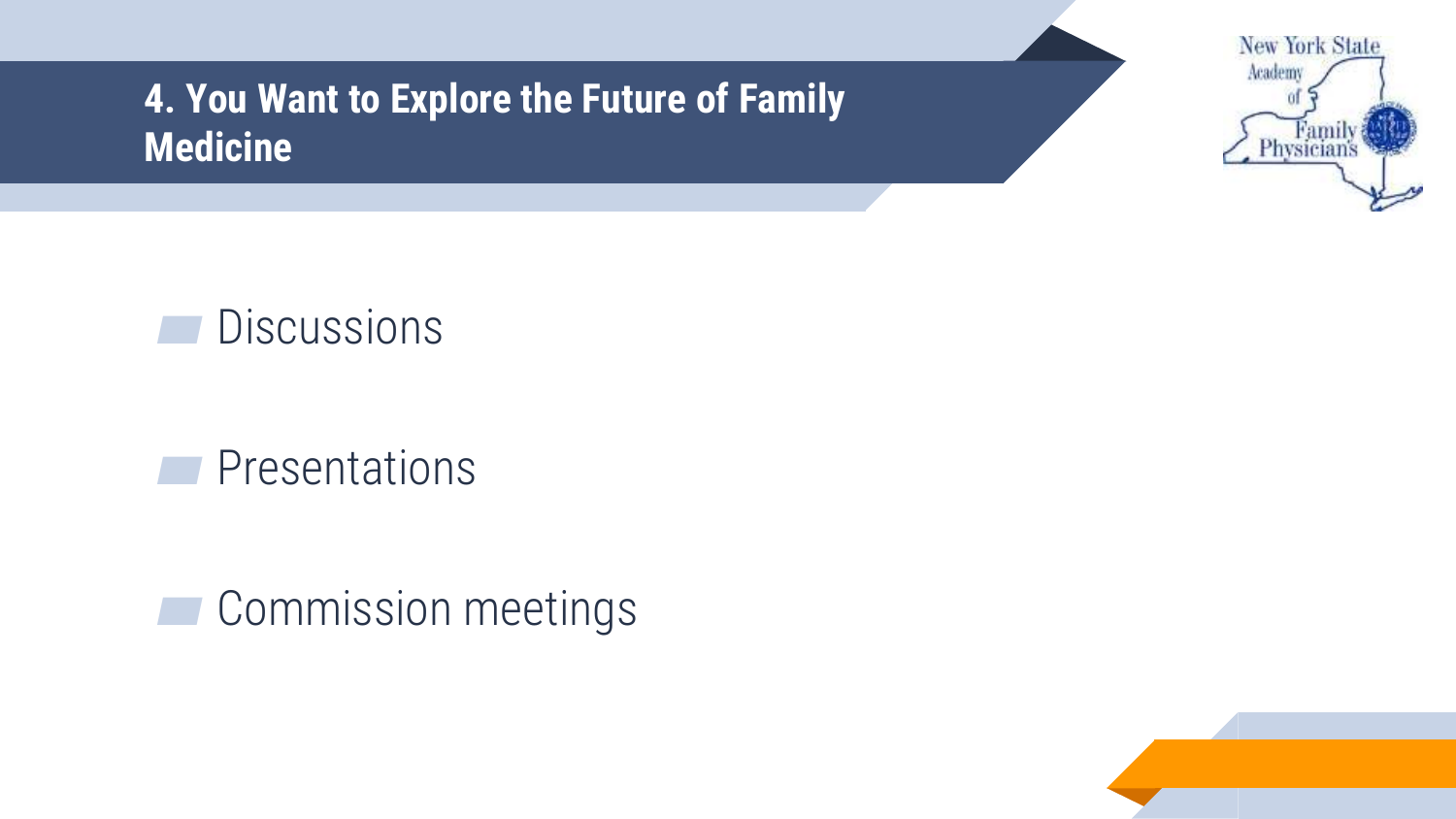# 4. You Want to Explore the Future of Family Medicine

- Discussions
- Presentations
- Commission meetings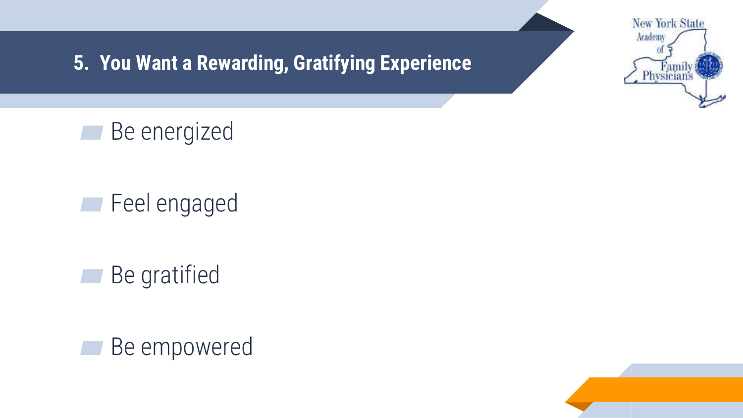## 5. You Want a Rewarding, Gratifying Experience

- Be energized
- Feel engaged
- Be gratified
- Be empowered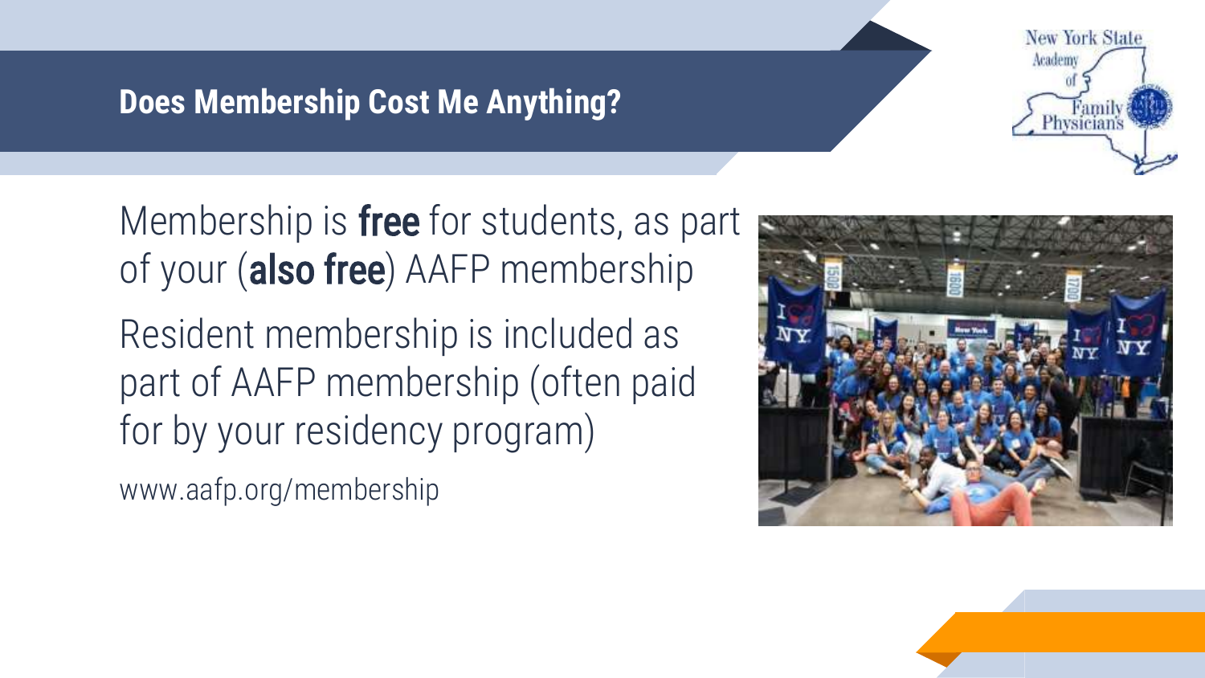## Does Membership Cost Me Anything?

Membership is **free** for students, as part of your (**also free**) AAFP membership

Resident membership is included as part of AAFP membership (often paid for by your residency program)

www.aafp.org/membership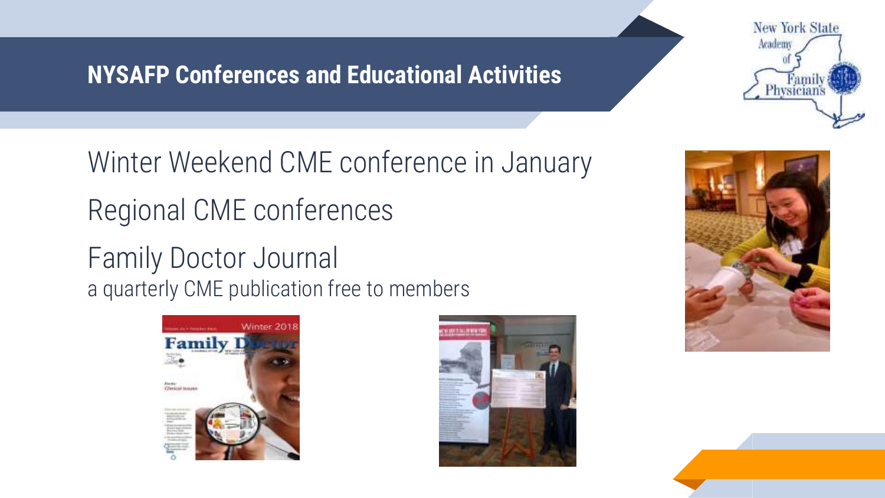# NYSAFP Conferences and Educational Activities

Winter Weekend CME conference in January

Regional CME conferences

Family Doctor Journal
a quarterly CME publication free to members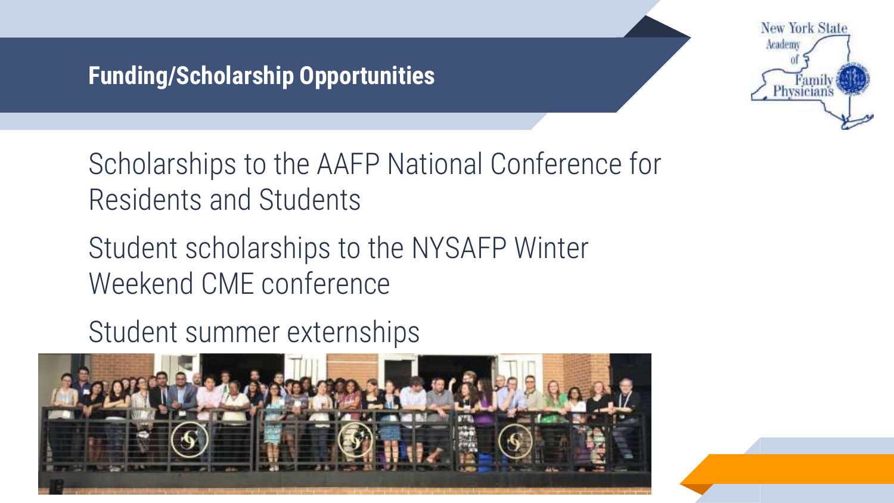## Funding/Scholarship Opportunities

Scholarships to the AAFP National Conference for Residents and Students

Student scholarships to the NYSAFP Winter Weekend CME conference

Student summer externships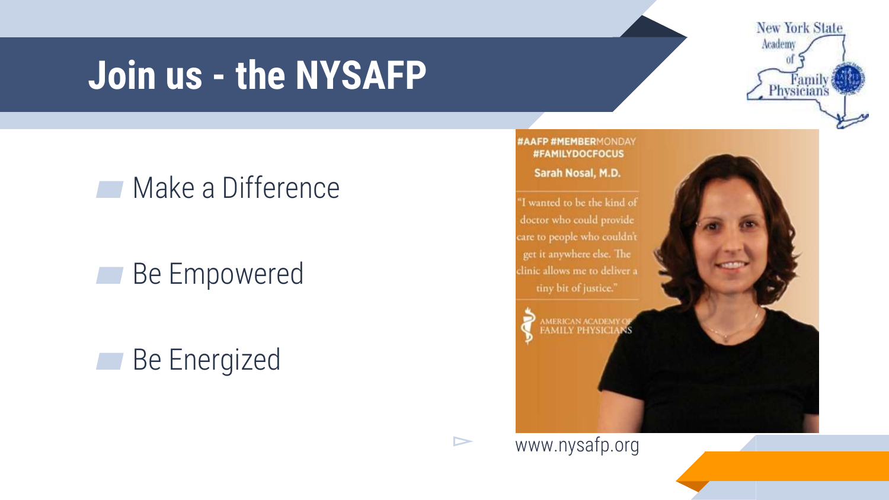# Join us - the NYSAFP

- Make a Difference
- Be Empowered
- Be Energized

#AAFP #MEMBERMONDAY #FAMILYDOCFOCUS

Sarah Nosal, M.D.

"I wanted to be the kind of doctor who could provide care to people who couldn't get it anywhere else. The clinic allows me to deliver a tiny bit of justice."

AMERICAN ACADEMY OF FAMILY PHYSICIANS

www.nysafp.org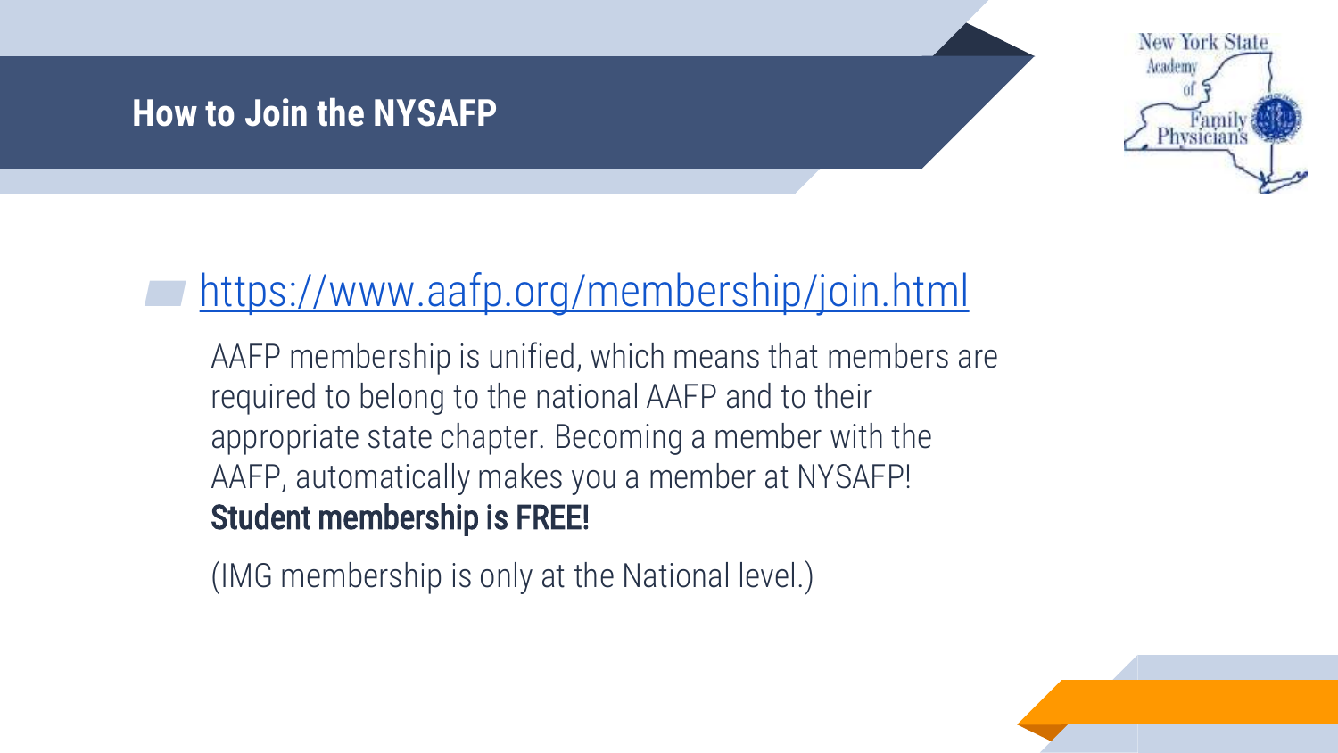# How to Join the NYSAFP

- https://www.aafp.org/membership/join.html

  AAFP membership is unified, which means that members are required to belong to the national AAFP and to their appropriate state chapter. Becoming a member with the AAFP, automatically makes you a member at NYSAFP!
  **Student membership is FREE!**

  (IMG membership is only at the National level.)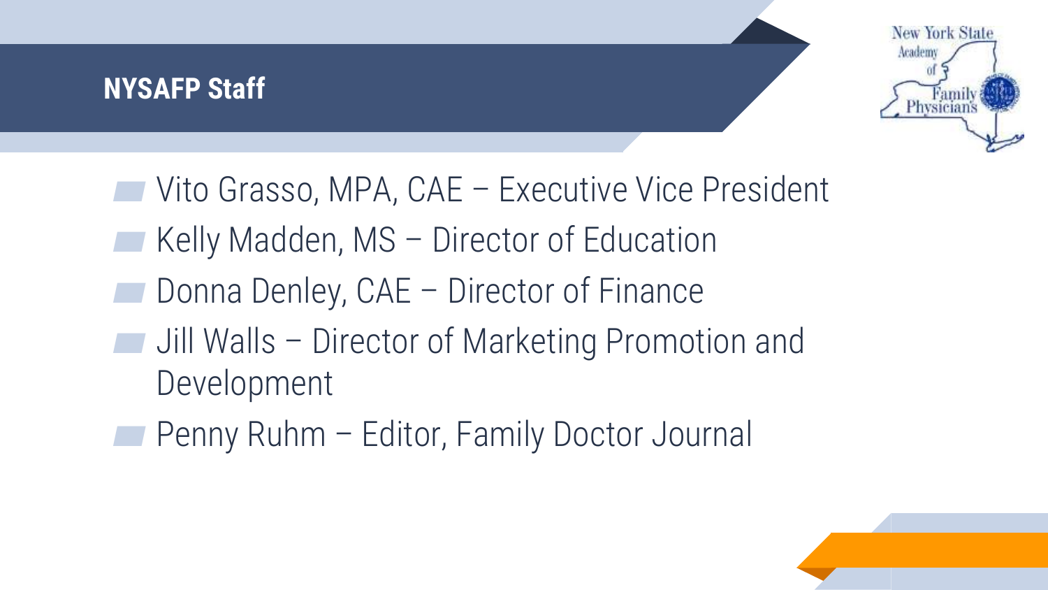## NYSAFP Staff

- Vito Grasso, MPA, CAE – Executive Vice President
- Kelly Madden, MS – Director of Education
- Donna Denley, CAE – Director of Finance
- Jill Walls – Director of Marketing Promotion and Development
- Penny Ruhm – Editor, Family Doctor Journal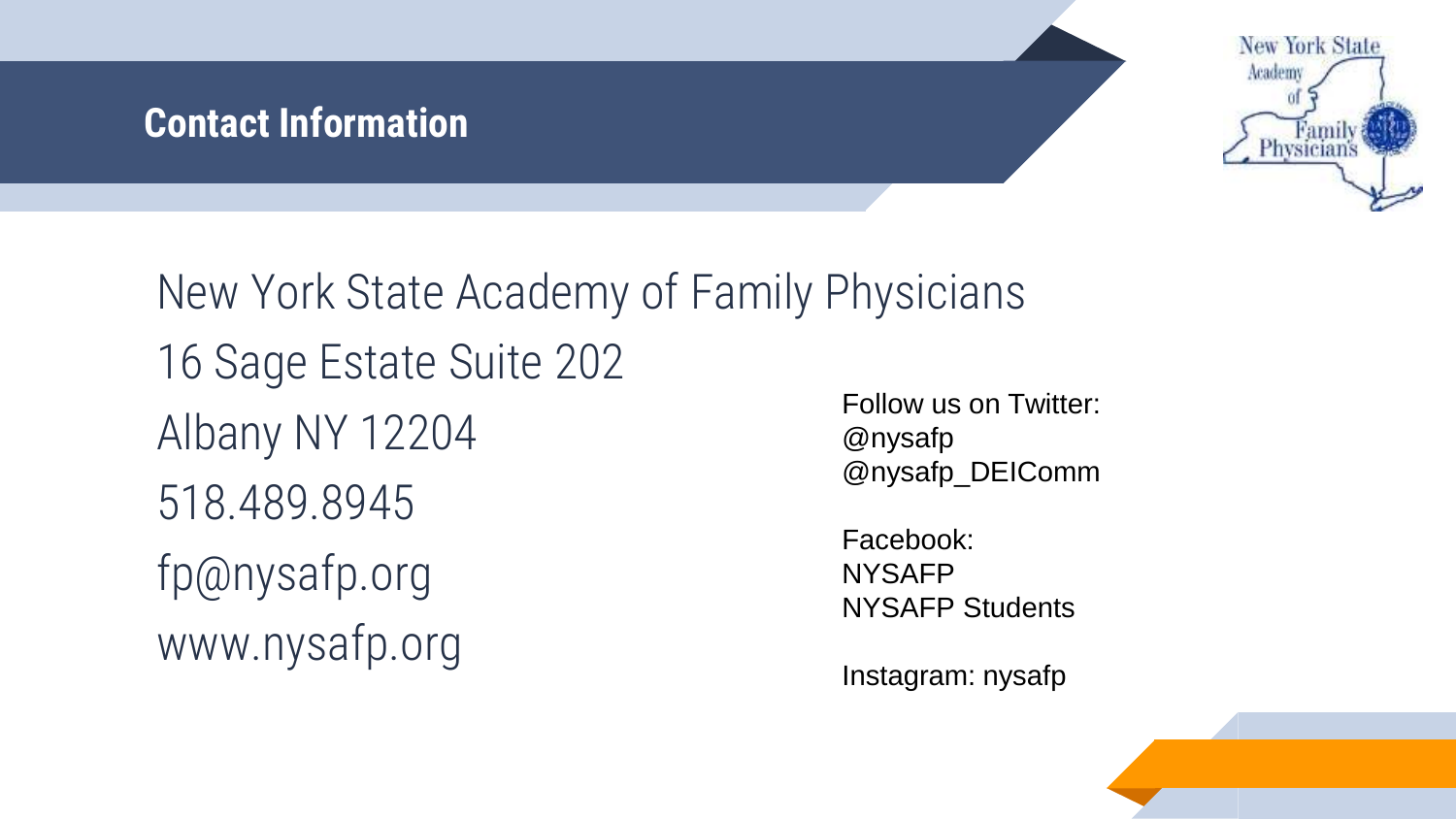## Contact Information

New York State Academy of Family Physicians
16 Sage Estate Suite 202
Albany NY 12204
518.489.8945
fp@nysafp.org
www.nysafp.org

Follow us on Twitter:
@nysafp
@nysafp_DEIComm

Facebook:
NYSAFP
NYSAFP Students

Instagram: nysafp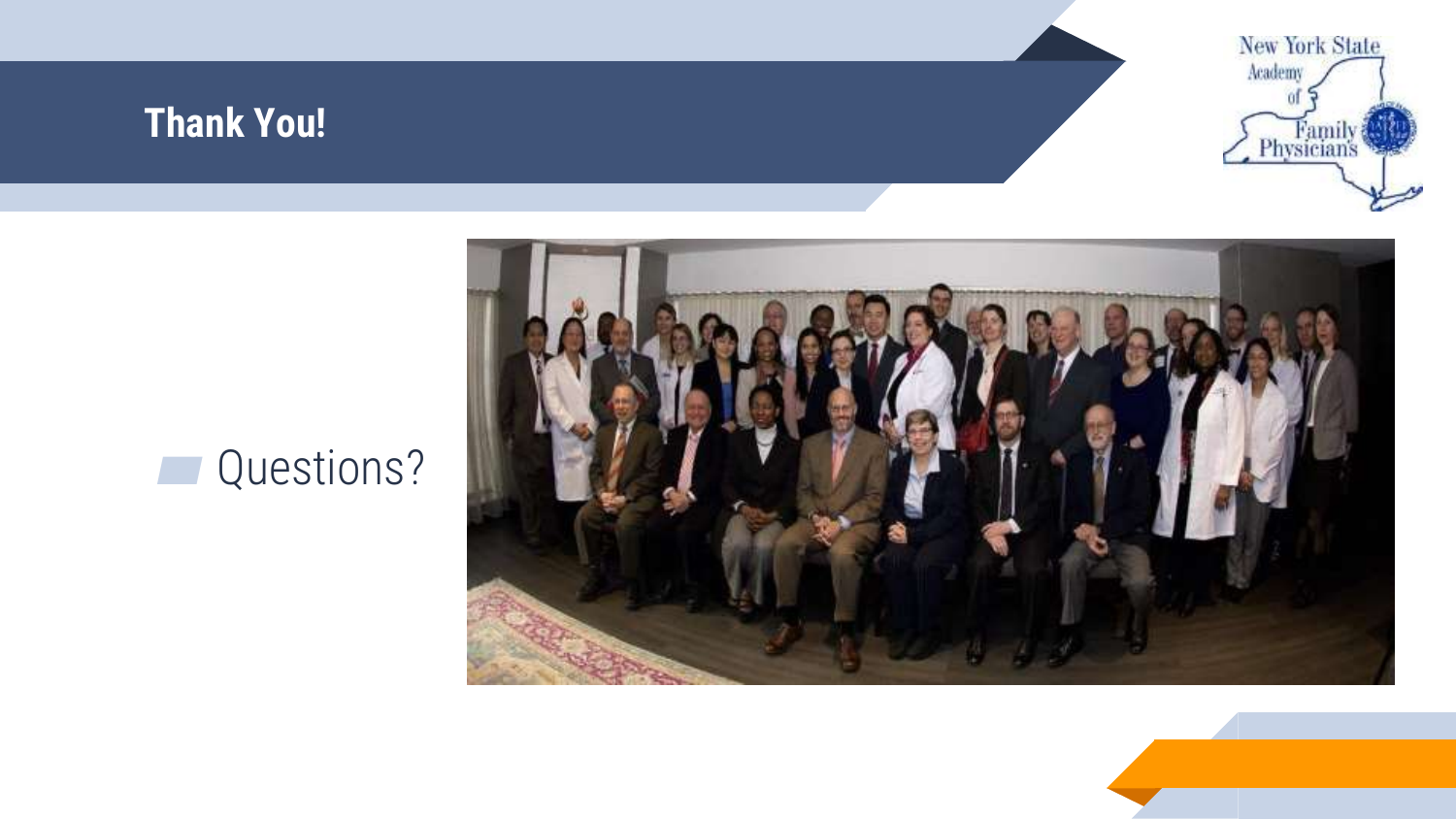# Thank You!

New York State Academy of Family Physicians

- Questions?